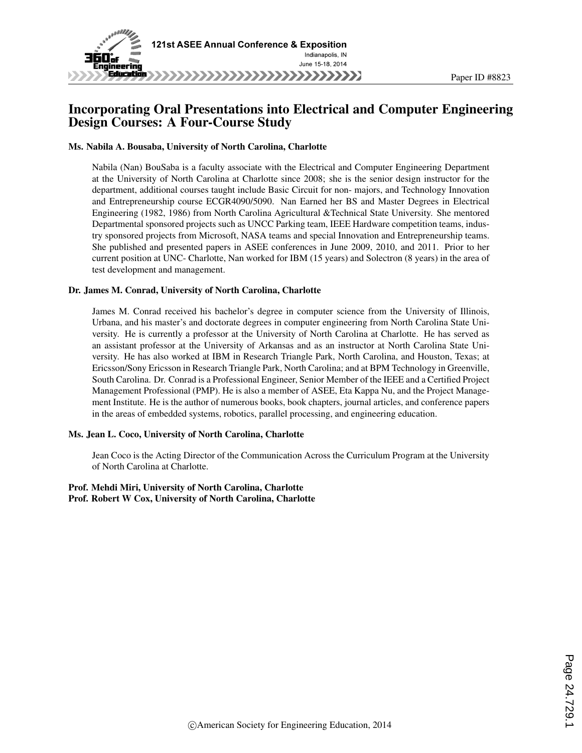# Incorporating Oral Presentations into Electrical and Computer Engineering Design Courses: A Four-Course Study

**Ms. Nabila A. Bousaba, University of North Carolina, Charlotte**

Nabila (Nan) BouSaba is a faculty associate with the Electrical and Computer Engineering Department at the University of North Carolina at Charlotte since 2008; she is the senior design instructor for the department, additional courses taught include Basic Circuit for non- majors, and Technology Innovation and Entrepreneurship course ECGR4090/5090. Nan Earned her BS and Master Degrees in Electrical Engineering (1982, 1986) from North Carolina Agricultural &Technical State University. She mentored Departmental sponsored projects such as UNCC Parking team, IEEE Hardware competition teams, industry sponsored projects from Microsoft, NASA teams and special Innovation and Entrepreneurship teams. She published and presented papers in ASEE conferences in June 2009, 2010, and 2011. Prior to her current position at UNC- Charlotte, Nan worked for IBM (15 years) and Solectron (8 years) in the area of test development and management.

**Dr. James M. Conrad, University of North Carolina, Charlotte**

James M. Conrad received his bachelor's degree in computer science from the University of Illinois, Urbana, and his master's and doctorate degrees in computer engineering from North Carolina State University. He is currently a professor at the University of North Carolina at Charlotte. He has served as an assistant professor at the University of Arkansas and as an instructor at North Carolina State University. He has also worked at IBM in Research Triangle Park, North Carolina, and Houston, Texas; at Ericsson/Sony Ericsson in Research Triangle Park, North Carolina; and at BPM Technology in Greenville, South Carolina. Dr. Conrad is a Professional Engineer, Senior Member of the IEEE and a Certified Project Management Professional (PMP). He is also a member of ASEE, Eta Kappa Nu, and the Project Management Institute. He is the author of numerous books, book chapters, journal articles, and conference papers in the areas of embedded systems, robotics, parallel processing, and engineering education.

**Ms. Jean L. Coco, University of North Carolina, Charlotte**

Jean Coco is the Acting Director of the Communication Across the Curriculum Program at the University of North Carolina at Charlotte.

**Prof. Mehdi Miri, University of North Carolina, Charlotte**
**Prof. Robert W Cox, University of North Carolina, Charlotte**

©American Society for Engineering Education, 2014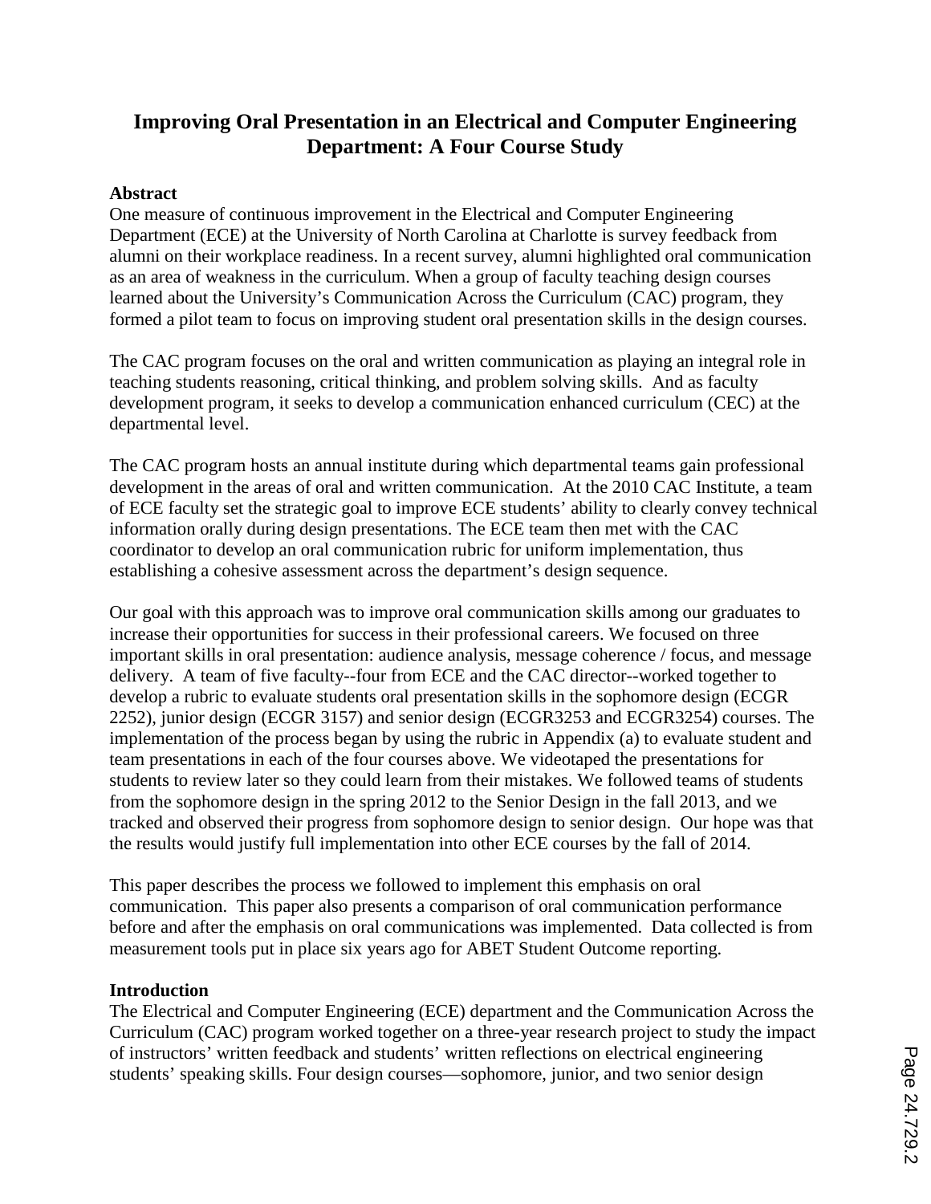# Improving Oral Presentation in an Electrical and Computer Engineering Department: A Four Course Study

**Abstract**

One measure of continuous improvement in the Electrical and Computer Engineering Department (ECE) at the University of North Carolina at Charlotte is survey feedback from alumni on their workplace readiness. In a recent survey, alumni highlighted oral communication as an area of weakness in the curriculum. When a group of faculty teaching design courses learned about the University's Communication Across the Curriculum (CAC) program, they formed a pilot team to focus on improving student oral presentation skills in the design courses.

The CAC program focuses on the oral and written communication as playing an integral role in teaching students reasoning, critical thinking, and problem solving skills. And as faculty development program, it seeks to develop a communication enhanced curriculum (CEC) at the departmental level.

The CAC program hosts an annual institute during which departmental teams gain professional development in the areas of oral and written communication. At the 2010 CAC Institute, a team of ECE faculty set the strategic goal to improve ECE students' ability to clearly convey technical information orally during design presentations. The ECE team then met with the CAC coordinator to develop an oral communication rubric for uniform implementation, thus establishing a cohesive assessment across the department's design sequence.

Our goal with this approach was to improve oral communication skills among our graduates to increase their opportunities for success in their professional careers. We focused on three important skills in oral presentation: audience analysis, message coherence / focus, and message delivery. A team of five faculty--four from ECE and the CAC director--worked together to develop a rubric to evaluate students oral presentation skills in the sophomore design (ECGR 2252), junior design (ECGR 3157) and senior design (ECGR3253 and ECGR3254) courses. The implementation of the process began by using the rubric in Appendix (a) to evaluate student and team presentations in each of the four courses above. We videotaped the presentations for students to review later so they could learn from their mistakes. We followed teams of students from the sophomore design in the spring 2012 to the Senior Design in the fall 2013, and we tracked and observed their progress from sophomore design to senior design. Our hope was that the results would justify full implementation into other ECE courses by the fall of 2014.

This paper describes the process we followed to implement this emphasis on oral communication. This paper also presents a comparison of oral communication performance before and after the emphasis on oral communications was implemented. Data collected is from measurement tools put in place six years ago for ABET Student Outcome reporting.

**Introduction**

The Electrical and Computer Engineering (ECE) department and the Communication Across the Curriculum (CAC) program worked together on a three-year research project to study the impact of instructors' written feedback and students' written reflections on electrical engineering students' speaking skills. Four design courses—sophomore, junior, and two senior design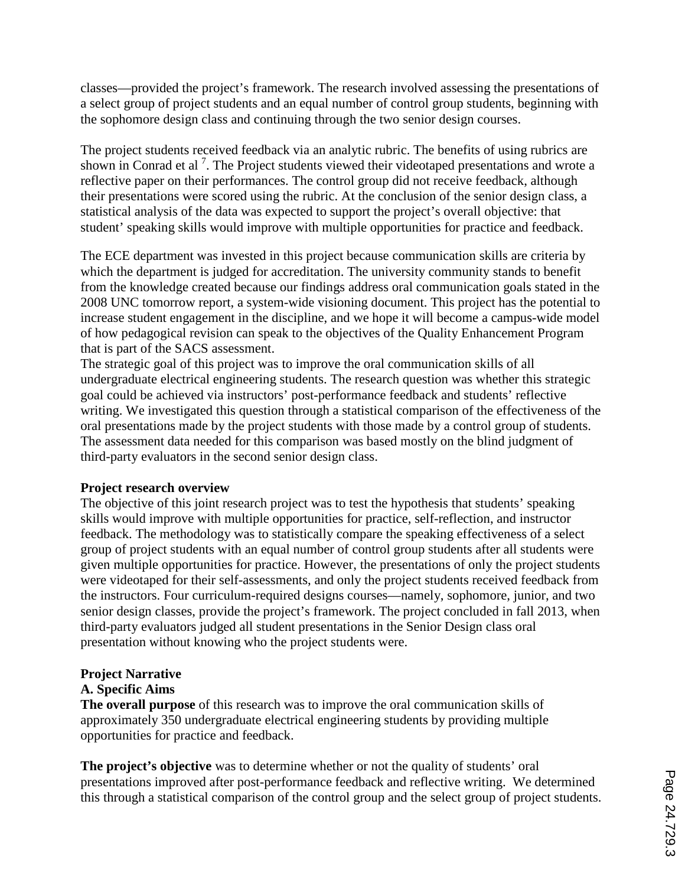classes—provided the project's framework. The research involved assessing the presentations of a select group of project students and an equal number of control group students, beginning with the sophomore design class and continuing through the two senior design courses.

The project students received feedback via an analytic rubric. The benefits of using rubrics are shown in Conrad et al [7]. The Project students viewed their videotaped presentations and wrote a reflective paper on their performances. The control group did not receive feedback, although their presentations were scored using the rubric. At the conclusion of the senior design class, a statistical analysis of the data was expected to support the project's overall objective: that student' speaking skills would improve with multiple opportunities for practice and feedback.

The ECE department was invested in this project because communication skills are criteria by which the department is judged for accreditation. The university community stands to benefit from the knowledge created because our findings address oral communication goals stated in the 2008 UNC tomorrow report, a system-wide visioning document. This project has the potential to increase student engagement in the discipline, and we hope it will become a campus-wide model of how pedagogical revision can speak to the objectives of the Quality Enhancement Program that is part of the SACS assessment.

The strategic goal of this project was to improve the oral communication skills of all undergraduate electrical engineering students. The research question was whether this strategic goal could be achieved via instructors' post-performance feedback and students' reflective writing. We investigated this question through a statistical comparison of the effectiveness of the oral presentations made by the project students with those made by a control group of students. The assessment data needed for this comparison was based mostly on the blind judgment of third-party evaluators in the second senior design class.

**Project research overview**

The objective of this joint research project was to test the hypothesis that students' speaking skills would improve with multiple opportunities for practice, self-reflection, and instructor feedback. The methodology was to statistically compare the speaking effectiveness of a select group of project students with an equal number of control group students after all students were given multiple opportunities for practice. However, the presentations of only the project students were videotaped for their self-assessments, and only the project students received feedback from the instructors. Four curriculum-required designs courses—namely, sophomore, junior, and two senior design classes, provide the project's framework. The project concluded in fall 2013, when third-party evaluators judged all student presentations in the Senior Design class oral presentation without knowing who the project students were.

**Project Narrative**

**A. Specific Aims**

**The overall purpose** of this research was to improve the oral communication skills of approximately 350 undergraduate electrical engineering students by providing multiple opportunities for practice and feedback.

**The project's objective** was to determine whether or not the quality of students' oral presentations improved after post-performance feedback and reflective writing. We determined this through a statistical comparison of the control group and the select group of project students.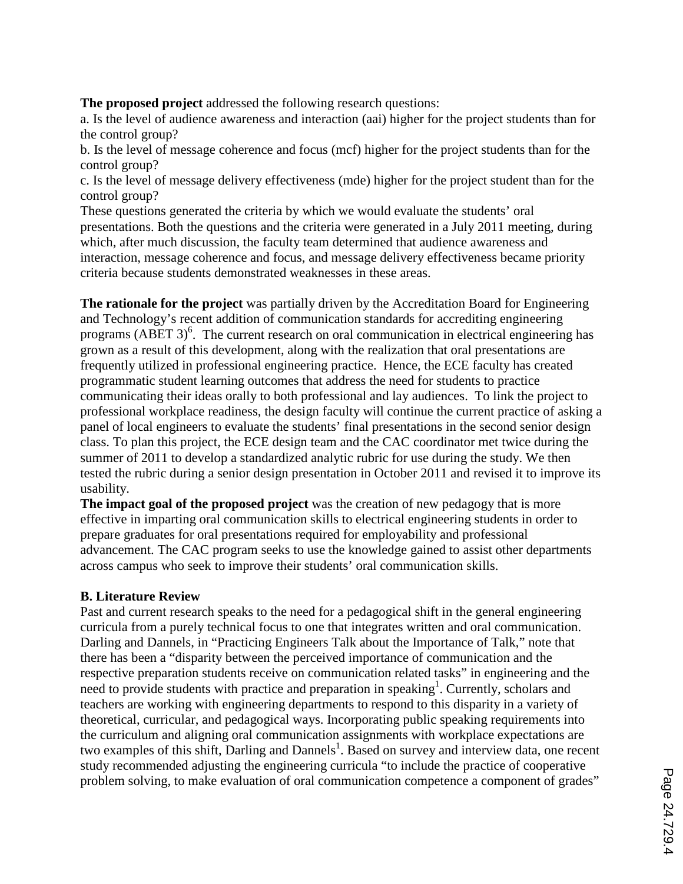**The proposed project** addressed the following research questions:

a. Is the level of audience awareness and interaction (aai) higher for the project students than for the control group?

b. Is the level of message coherence and focus (mcf) higher for the project students than for the control group?

c. Is the level of message delivery effectiveness (mde) higher for the project student than for the control group?

These questions generated the criteria by which we would evaluate the students' oral presentations. Both the questions and the criteria were generated in a July 2011 meeting, during which, after much discussion, the faculty team determined that audience awareness and interaction, message coherence and focus, and message delivery effectiveness became priority criteria because students demonstrated weaknesses in these areas.

**The rationale for the project** was partially driven by the Accreditation Board for Engineering and Technology's recent addition of communication standards for accrediting engineering programs (ABET 3)[6]. The current research on oral communication in electrical engineering has grown as a result of this development, along with the realization that oral presentations are frequently utilized in professional engineering practice. Hence, the ECE faculty has created programmatic student learning outcomes that address the need for students to practice communicating their ideas orally to both professional and lay audiences. To link the project to professional workplace readiness, the design faculty will continue the current practice of asking a panel of local engineers to evaluate the students' final presentations in the second senior design class. To plan this project, the ECE design team and the CAC coordinator met twice during the summer of 2011 to develop a standardized analytic rubric for use during the study. We then tested the rubric during a senior design presentation in October 2011 and revised it to improve its usability.

**The impact goal of the proposed project** was the creation of new pedagogy that is more effective in imparting oral communication skills to electrical engineering students in order to prepare graduates for oral presentations required for employability and professional advancement. The CAC program seeks to use the knowledge gained to assist other departments across campus who seek to improve their students' oral communication skills.

**B. Literature Review**

Past and current research speaks to the need for a pedagogical shift in the general engineering curricula from a purely technical focus to one that integrates written and oral communication. Darling and Dannels, in "Practicing Engineers Talk about the Importance of Talk," note that there has been a "disparity between the perceived importance of communication and the respective preparation students receive on communication related tasks" in engineering and the need to provide students with practice and preparation in speaking[1]. Currently, scholars and teachers are working with engineering departments to respond to this disparity in a variety of theoretical, curricular, and pedagogical ways. Incorporating public speaking requirements into the curriculum and aligning oral communication assignments with workplace expectations are two examples of this shift, Darling and Dannels[1]. Based on survey and interview data, one recent study recommended adjusting the engineering curricula "to include the practice of cooperative problem solving, to make evaluation of oral communication competence a component of grades"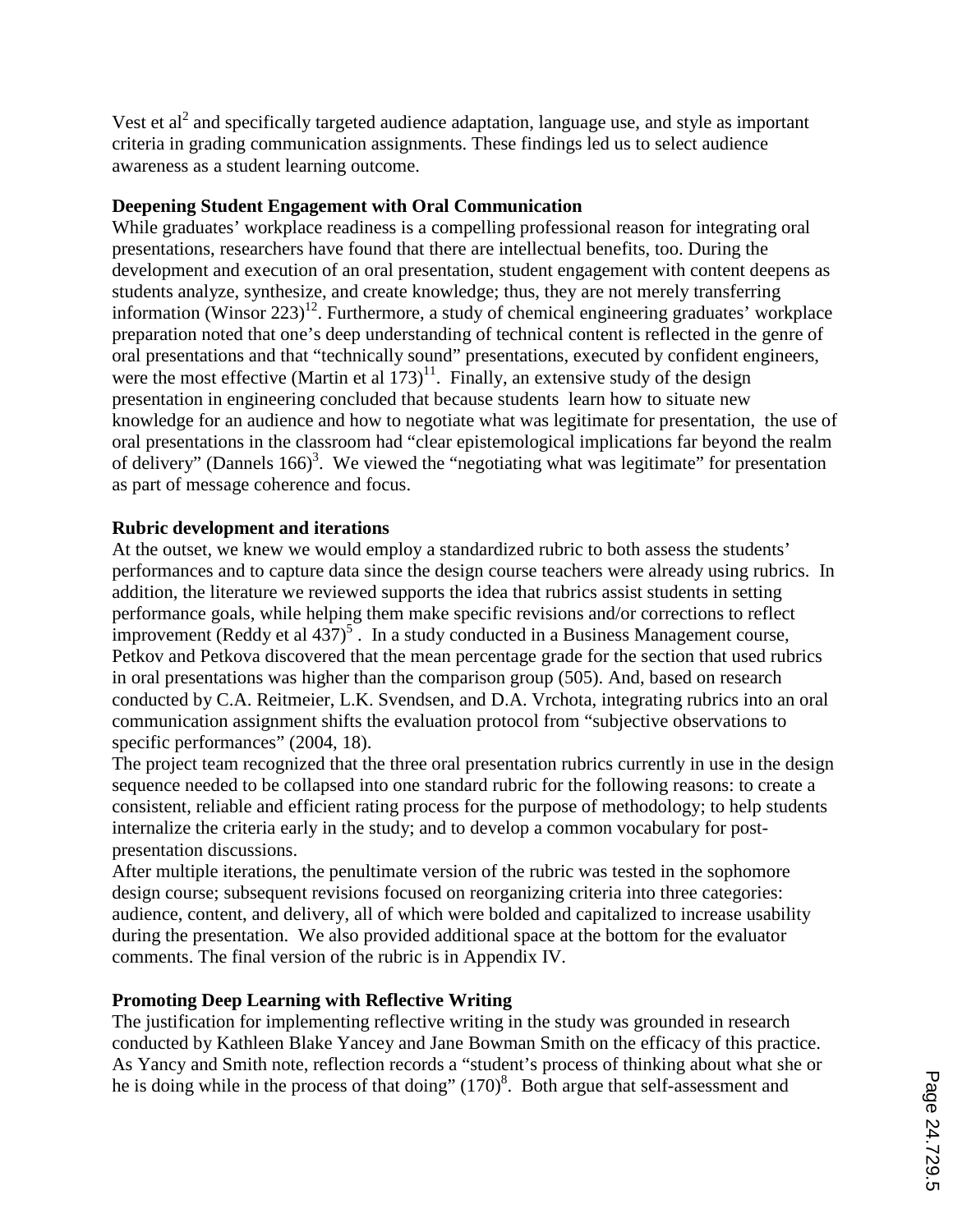Vest et al[2] and specifically targeted audience adaptation, language use, and style as important criteria in grading communication assignments. These findings led us to select audience awareness as a student learning outcome.

**Deepening Student Engagement with Oral Communication**

While graduates' workplace readiness is a compelling professional reason for integrating oral presentations, researchers have found that there are intellectual benefits, too. During the development and execution of an oral presentation, student engagement with content deepens as students analyze, synthesize, and create knowledge; thus, they are not merely transferring information (Winsor 223)[12]. Furthermore, a study of chemical engineering graduates' workplace preparation noted that one's deep understanding of technical content is reflected in the genre of oral presentations and that "technically sound" presentations, executed by confident engineers, were the most effective (Martin et al 173)[11]. Finally, an extensive study of the design presentation in engineering concluded that because students learn how to situate new knowledge for an audience and how to negotiate what was legitimate for presentation, the use of oral presentations in the classroom had "clear epistemological implications far beyond the realm of delivery" (Dannels 166)[3]. We viewed the "negotiating what was legitimate" for presentation as part of message coherence and focus.

**Rubric development and iterations**

At the outset, we knew we would employ a standardized rubric to both assess the students' performances and to capture data since the design course teachers were already using rubrics. In addition, the literature we reviewed supports the idea that rubrics assist students in setting performance goals, while helping them make specific revisions and/or corrections to reflect improvement (Reddy et al 437)[5]. In a study conducted in a Business Management course, Petkov and Petkova discovered that the mean percentage grade for the section that used rubrics in oral presentations was higher than the comparison group (505). And, based on research conducted by C.A. Reitmeier, L.K. Svendsen, and D.A. Vrchota, integrating rubrics into an oral communication assignment shifts the evaluation protocol from "subjective observations to specific performances" (2004, 18).

The project team recognized that the three oral presentation rubrics currently in use in the design sequence needed to be collapsed into one standard rubric for the following reasons: to create a consistent, reliable and efficient rating process for the purpose of methodology; to help students internalize the criteria early in the study; and to develop a common vocabulary for post-presentation discussions.

After multiple iterations, the penultimate version of the rubric was tested in the sophomore design course; subsequent revisions focused on reorganizing criteria into three categories: audience, content, and delivery, all of which were bolded and capitalized to increase usability during the presentation. We also provided additional space at the bottom for the evaluator comments. The final version of the rubric is in Appendix IV.

**Promoting Deep Learning with Reflective Writing**

The justification for implementing reflective writing in the study was grounded in research conducted by Kathleen Blake Yancey and Jane Bowman Smith on the efficacy of this practice. As Yancy and Smith note, reflection records a "student's process of thinking about what she or he is doing while in the process of that doing" (170)[8]. Both argue that self-assessment and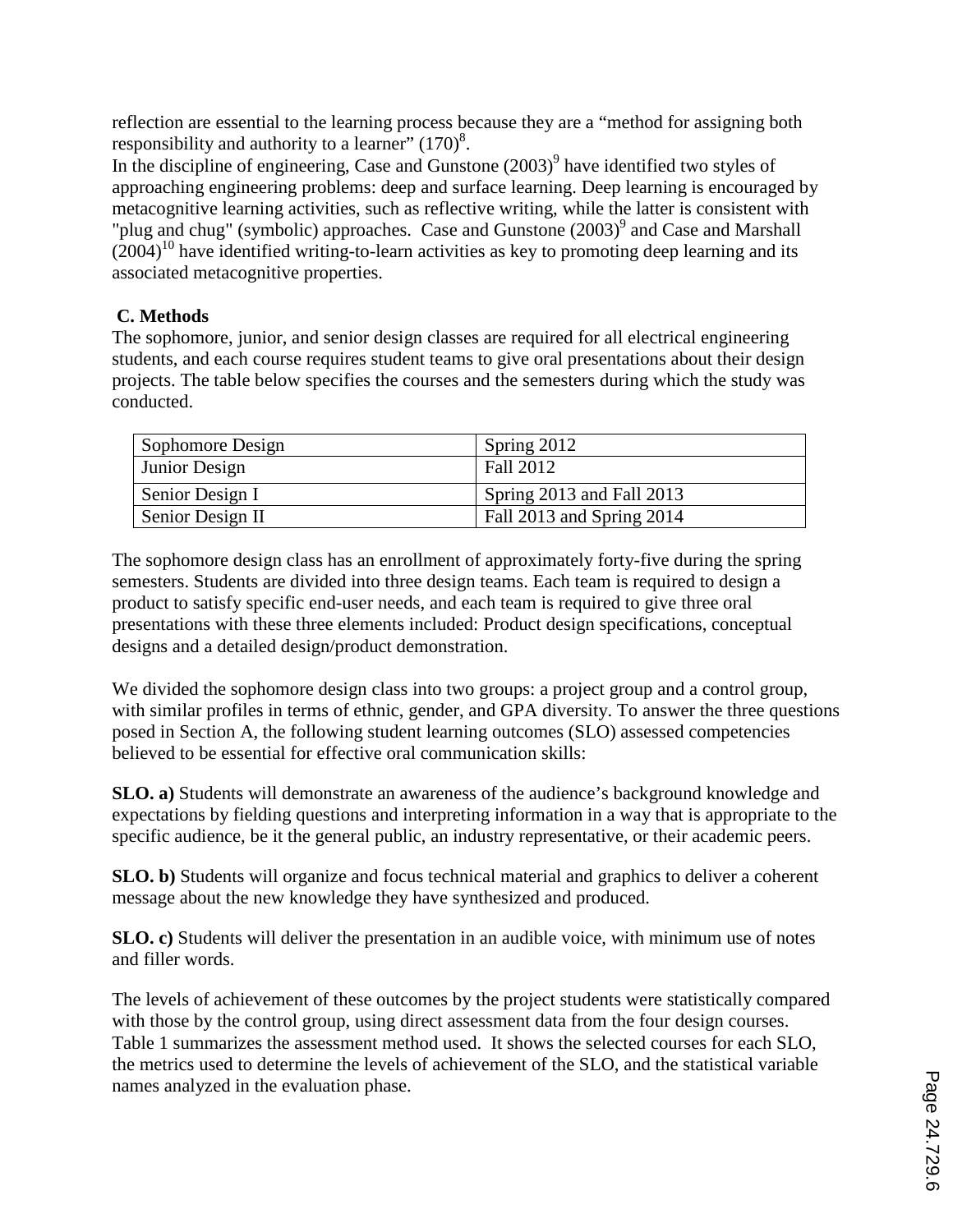reflection are essential to the learning process because they are a "method for assigning both responsibility and authority to a learner" (170)[8].

In the discipline of engineering, Case and Gunstone (2003)[9] have identified two styles of approaching engineering problems: deep and surface learning. Deep learning is encouraged by metacognitive learning activities, such as reflective writing, while the latter is consistent with "plug and chug" (symbolic) approaches. Case and Gunstone (2003)[9] and Case and Marshall (2004)[10] have identified writing-to-learn activities as key to promoting deep learning and its associated metacognitive properties.

## C. Methods

The sophomore, junior, and senior design classes are required for all electrical engineering students, and each course requires student teams to give oral presentations about their design projects. The table below specifies the courses and the semesters during which the study was conducted.

| Sophomore Design | Spring 2012 |
|---|---|
| Junior Design | Fall 2012 |
| Senior Design I | Spring 2013 and Fall 2013 |
| Senior Design II | Fall 2013 and Spring 2014 |

The sophomore design class has an enrollment of approximately forty-five during the spring semesters. Students are divided into three design teams. Each team is required to design a product to satisfy specific end-user needs, and each team is required to give three oral presentations with these three elements included: Product design specifications, conceptual designs and a detailed design/product demonstration.

We divided the sophomore design class into two groups: a project group and a control group, with similar profiles in terms of ethnic, gender, and GPA diversity. To answer the three questions posed in Section A, the following student learning outcomes (SLO) assessed competencies believed to be essential for effective oral communication skills:

**SLO. a)** Students will demonstrate an awareness of the audience's background knowledge and expectations by fielding questions and interpreting information in a way that is appropriate to the specific audience, be it the general public, an industry representative, or their academic peers.

**SLO. b)** Students will organize and focus technical material and graphics to deliver a coherent message about the new knowledge they have synthesized and produced.

**SLO. c)** Students will deliver the presentation in an audible voice, with minimum use of notes and filler words.

The levels of achievement of these outcomes by the project students were statistically compared with those by the control group, using direct assessment data from the four design courses. Table 1 summarizes the assessment method used. It shows the selected courses for each SLO, the metrics used to determine the levels of achievement of the SLO, and the statistical variable names analyzed in the evaluation phase.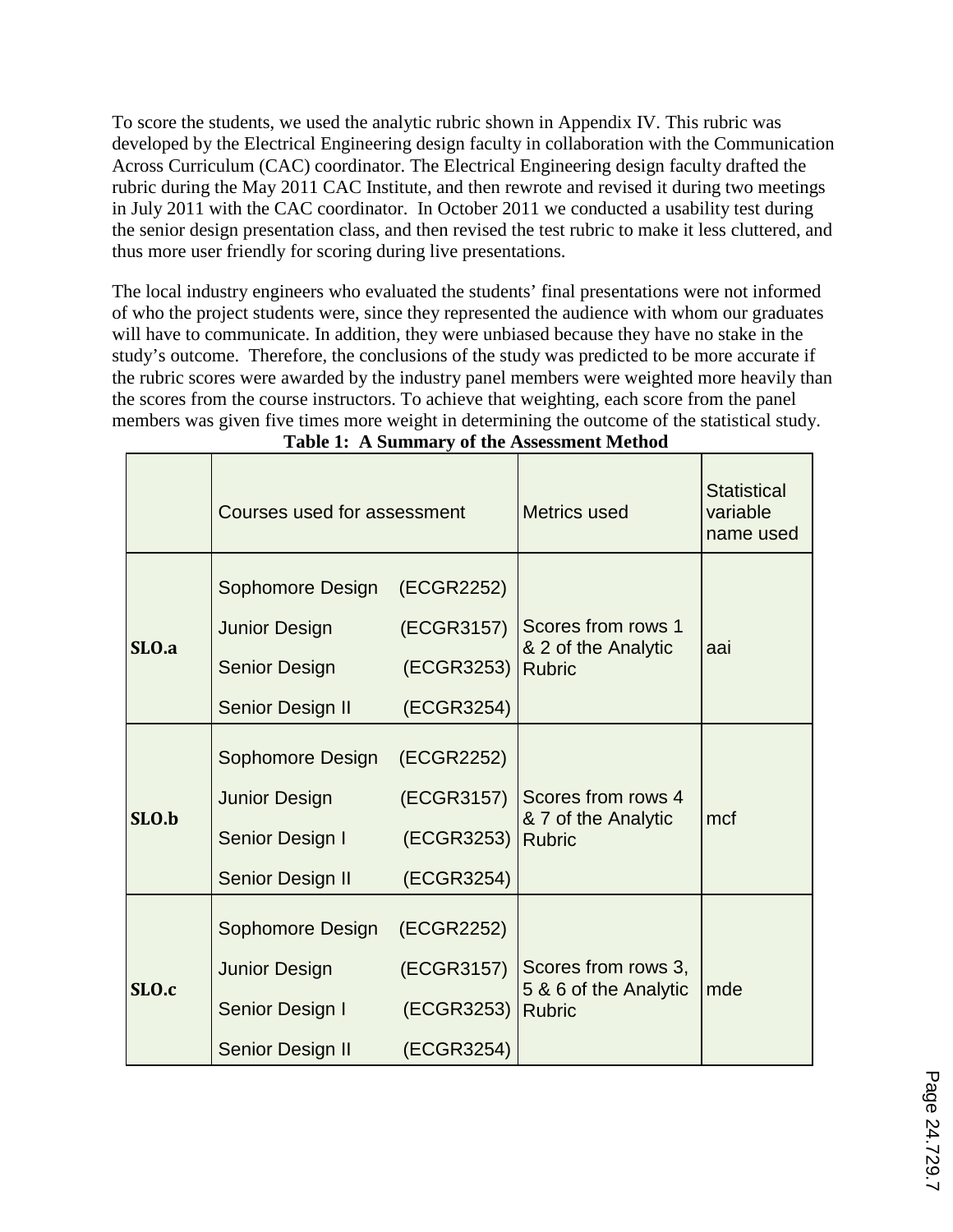To score the students, we used the analytic rubric shown in Appendix IV. This rubric was developed by the Electrical Engineering design faculty in collaboration with the Communication Across Curriculum (CAC) coordinator. The Electrical Engineering design faculty drafted the rubric during the May 2011 CAC Institute, and then rewrote and revised it during two meetings in July 2011 with the CAC coordinator. In October 2011 we conducted a usability test during the senior design presentation class, and then revised the test rubric to make it less cluttered, and thus more user friendly for scoring during live presentations.

The local industry engineers who evaluated the students' final presentations were not informed of who the project students were, since they represented the audience with whom our graduates will have to communicate. In addition, they were unbiased because they have no stake in the study's outcome. Therefore, the conclusions of the study was predicted to be more accurate if the rubric scores were awarded by the industry panel members were weighted more heavily than the scores from the course instructors. To achieve that weighting, each score from the panel members was given five times more weight in determining the outcome of the statistical study.

**Table 1: A Summary of the Assessment Method**

| | Courses used for assessment | Metrics used | Statistical variable name used |
|---|---|---|---|
| **SLO.a** | Sophomore Design (ECGR2252)<br>Junior Design (ECGR3157)<br>Senior Design (ECGR3253)<br>Senior Design II (ECGR3254) | Scores from rows 1 & 2 of the Analytic Rubric | aai |
| **SLO.b** | Sophomore Design (ECGR2252)<br>Junior Design (ECGR3157)<br>Senior Design I (ECGR3253)<br>Senior Design II (ECGR3254) | Scores from rows 4 & 7 of the Analytic Rubric | mcf |
| **SLO.c** | Sophomore Design (ECGR2252)<br>Junior Design (ECGR3157)<br>Senior Design I (ECGR3253)<br>Senior Design II (ECGR3254) | Scores from rows 3, 5 & 6 of the Analytic Rubric | mde |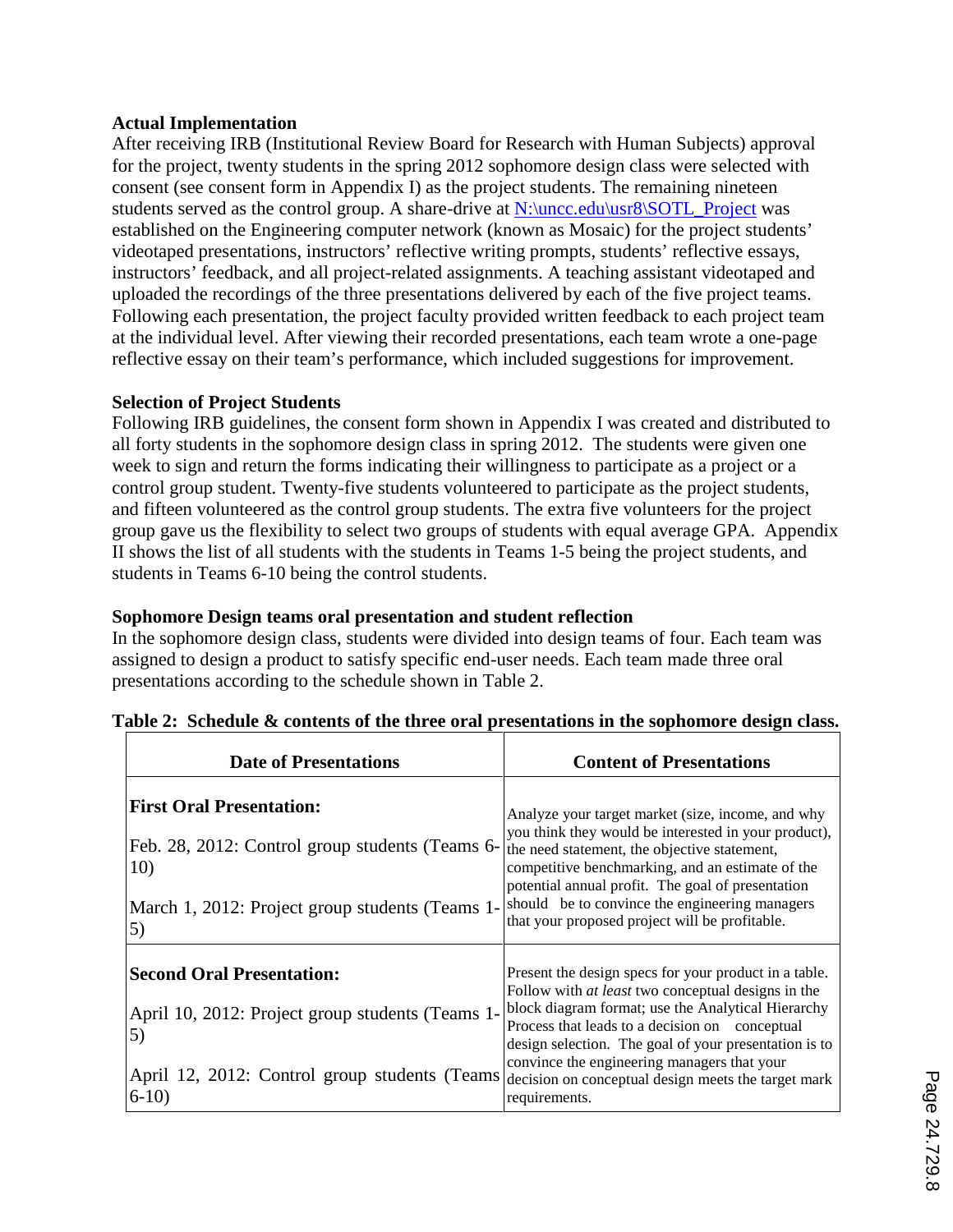**Actual Implementation**

After receiving IRB (Institutional Review Board for Research with Human Subjects) approval for the project, twenty students in the spring 2012 sophomore design class were selected with consent (see consent form in Appendix I) as the project students. The remaining nineteen students served as the control group. A share-drive at N:\uncc.edu\usr8\SOTL_Project was established on the Engineering computer network (known as Mosaic) for the project students' videotaped presentations, instructors' reflective writing prompts, students' reflective essays, instructors' feedback, and all project-related assignments. A teaching assistant videotaped and uploaded the recordings of the three presentations delivered by each of the five project teams. Following each presentation, the project faculty provided written feedback to each project team at the individual level. After viewing their recorded presentations, each team wrote a one-page reflective essay on their team's performance, which included suggestions for improvement.

**Selection of Project Students**

Following IRB guidelines, the consent form shown in Appendix I was created and distributed to all forty students in the sophomore design class in spring 2012. The students were given one week to sign and return the forms indicating their willingness to participate as a project or a control group student. Twenty-five students volunteered to participate as the project students, and fifteen volunteered as the control group students. The extra five volunteers for the project group gave us the flexibility to select two groups of students with equal average GPA. Appendix II shows the list of all students with the students in Teams 1-5 being the project students, and students in Teams 6-10 being the control students.

**Sophomore Design teams oral presentation and student reflection**

In the sophomore design class, students were divided into design teams of four. Each team was assigned to design a product to satisfy specific end-user needs. Each team made three oral presentations according to the schedule shown in Table 2.

**Table 2: Schedule & contents of the three oral presentations in the sophomore design class.**

| Date of Presentations | Content of Presentations |
|---|---|
| **First Oral Presentation:**<br><br>Feb. 28, 2012: Control group students (Teams 6-10)<br><br>March 1, 2012: Project group students (Teams 1-5) | Analyze your target market (size, income, and why you think they would be interested in your product), the need statement, the objective statement, competitive benchmarking, and an estimate of the potential annual profit. The goal of presentation should be to convince the engineering managers that your proposed project will be profitable. |
| **Second Oral Presentation:**<br><br>April 10, 2012: Project group students (Teams 1-5)<br><br>April 12, 2012: Control group students (Teams 6-10) | Present the design specs for your product in a table. Follow with *at least* two conceptual designs in the block diagram format; use the Analytical Hierarchy Process that leads to a decision on conceptual design selection. The goal of your presentation is to convince the engineering managers that your decision on conceptual design meets the target mark requirements. |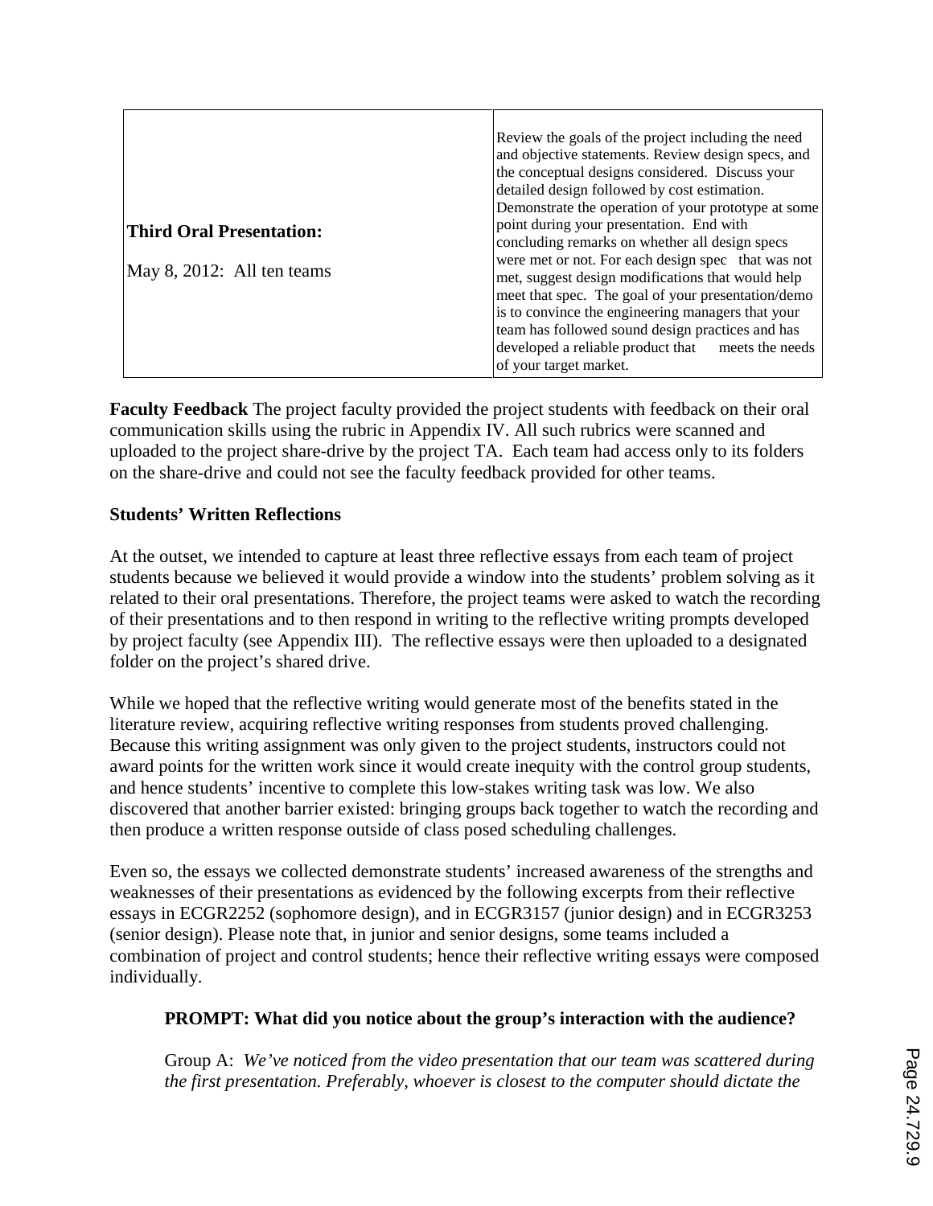| | |
|---|---|
| **Third Oral Presentation:**<br><br>May 8, 2012: All ten teams | Review the goals of the project including the need and objective statements. Review design specs, and the conceptual designs considered. Discuss your detailed design followed by cost estimation. Demonstrate the operation of your prototype at some point during your presentation. End with concluding remarks on whether all design specs were met or not. For each design spec that was not met, suggest design modifications that would help meet that spec. The goal of your presentation/demo is to convince the engineering managers that your team has followed sound design practices and has developed a reliable product that meets the needs of your target market. |

**Faculty Feedback** The project faculty provided the project students with feedback on their oral communication skills using the rubric in Appendix IV. All such rubrics were scanned and uploaded to the project share-drive by the project TA. Each team had access only to its folders on the share-drive and could not see the faculty feedback provided for other teams.

**Students' Written Reflections**

At the outset, we intended to capture at least three reflective essays from each team of project students because we believed it would provide a window into the students' problem solving as it related to their oral presentations. Therefore, the project teams were asked to watch the recording of their presentations and to then respond in writing to the reflective writing prompts developed by project faculty (see Appendix III). The reflective essays were then uploaded to a designated folder on the project's shared drive.

While we hoped that the reflective writing would generate most of the benefits stated in the literature review, acquiring reflective writing responses from students proved challenging. Because this writing assignment was only given to the project students, instructors could not award points for the written work since it would create inequity with the control group students, and hence students' incentive to complete this low-stakes writing task was low. We also discovered that another barrier existed: bringing groups back together to watch the recording and then produce a written response outside of class posed scheduling challenges.

Even so, the essays we collected demonstrate students' increased awareness of the strengths and weaknesses of their presentations as evidenced by the following excerpts from their reflective essays in ECGR2252 (sophomore design), and in ECGR3157 (junior design) and in ECGR3253 (senior design). Please note that, in junior and senior designs, some teams included a combination of project and control students; hence their reflective writing essays were composed individually.

> **PROMPT: What did you notice about the group's interaction with the audience?**
>
> Group A: *We've noticed from the video presentation that our team was scattered during the first presentation. Preferably, whoever is closest to the computer should dictate the*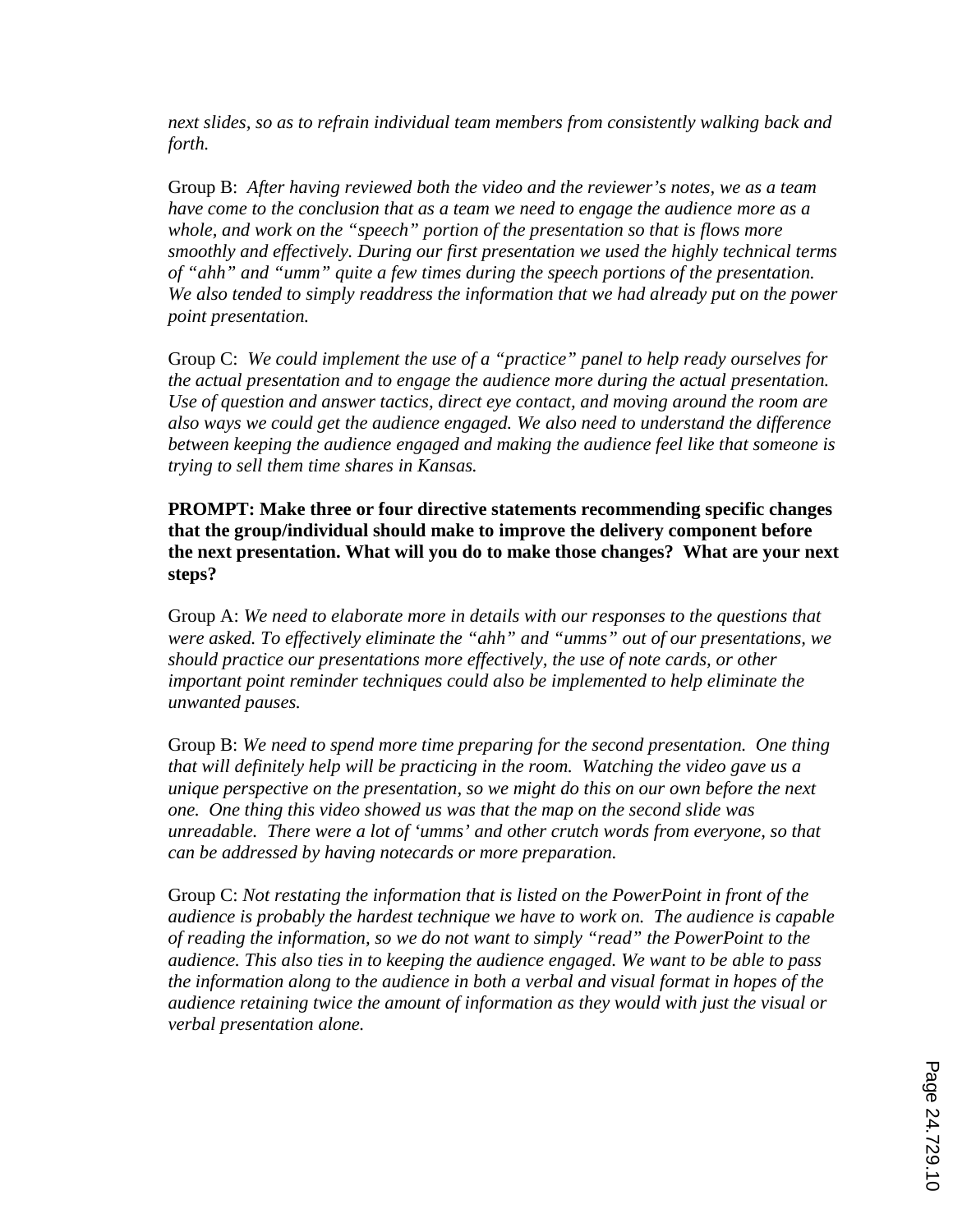*next slides, so as to refrain individual team members from consistently walking back and forth.*

Group B: *After having reviewed both the video and the reviewer's notes, we as a team have come to the conclusion that as a team we need to engage the audience more as a whole, and work on the "speech" portion of the presentation so that is flows more smoothly and effectively. During our first presentation we used the highly technical terms of "ahh" and "umm" quite a few times during the speech portions of the presentation. We also tended to simply readdress the information that we had already put on the power point presentation.*

Group C: *We could implement the use of a "practice" panel to help ready ourselves for the actual presentation and to engage the audience more during the actual presentation. Use of question and answer tactics, direct eye contact, and moving around the room are also ways we could get the audience engaged. We also need to understand the difference between keeping the audience engaged and making the audience feel like that someone is trying to sell them time shares in Kansas.*

**PROMPT: Make three or four directive statements recommending specific changes that the group/individual should make to improve the delivery component before the next presentation. What will you do to make those changes? What are your next steps?**

Group A: *We need to elaborate more in details with our responses to the questions that were asked. To effectively eliminate the "ahh" and "umms" out of our presentations, we should practice our presentations more effectively, the use of note cards, or other important point reminder techniques could also be implemented to help eliminate the unwanted pauses.*

Group B: *We need to spend more time preparing for the second presentation. One thing that will definitely help will be practicing in the room. Watching the video gave us a unique perspective on the presentation, so we might do this on our own before the next one. One thing this video showed us was that the map on the second slide was unreadable. There were a lot of 'umms' and other crutch words from everyone, so that can be addressed by having notecards or more preparation.*

Group C: *Not restating the information that is listed on the PowerPoint in front of the audience is probably the hardest technique we have to work on. The audience is capable of reading the information, so we do not want to simply "read" the PowerPoint to the audience. This also ties in to keeping the audience engaged. We want to be able to pass the information along to the audience in both a verbal and visual format in hopes of the audience retaining twice the amount of information as they would with just the visual or verbal presentation alone.*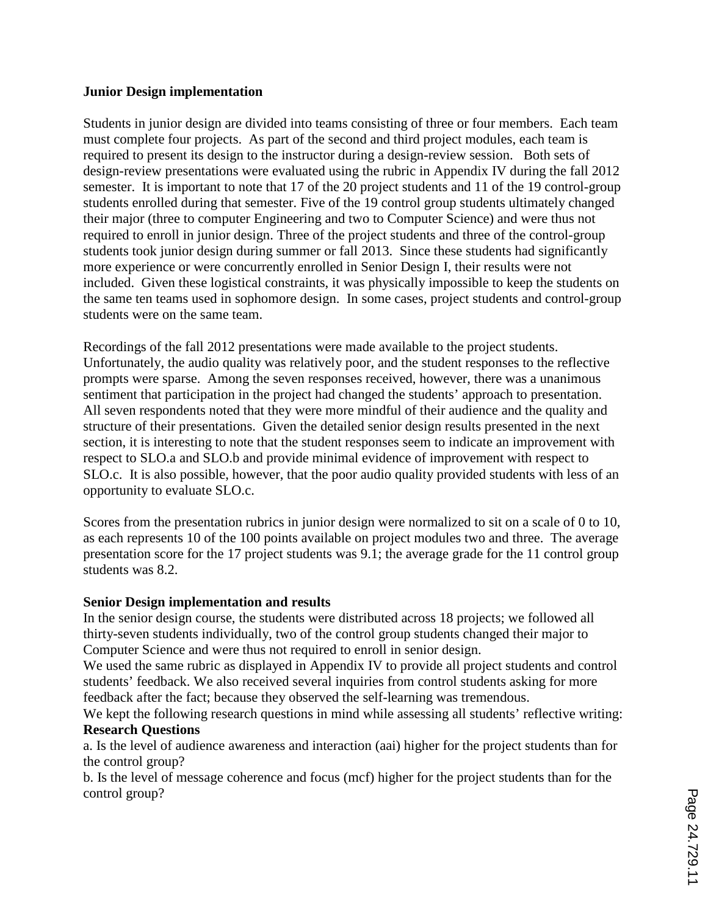**Junior Design implementation**

Students in junior design are divided into teams consisting of three or four members. Each team must complete four projects. As part of the second and third project modules, each team is required to present its design to the instructor during a design-review session. Both sets of design-review presentations were evaluated using the rubric in Appendix IV during the fall 2012 semester. It is important to note that 17 of the 20 project students and 11 of the 19 control-group students enrolled during that semester. Five of the 19 control group students ultimately changed their major (three to computer Engineering and two to Computer Science) and were thus not required to enroll in junior design. Three of the project students and three of the control-group students took junior design during summer or fall 2013. Since these students had significantly more experience or were concurrently enrolled in Senior Design I, their results were not included. Given these logistical constraints, it was physically impossible to keep the students on the same ten teams used in sophomore design. In some cases, project students and control-group students were on the same team.

Recordings of the fall 2012 presentations were made available to the project students. Unfortunately, the audio quality was relatively poor, and the student responses to the reflective prompts were sparse. Among the seven responses received, however, there was a unanimous sentiment that participation in the project had changed the students' approach to presentation. All seven respondents noted that they were more mindful of their audience and the quality and structure of their presentations. Given the detailed senior design results presented in the next section, it is interesting to note that the student responses seem to indicate an improvement with respect to SLO.a and SLO.b and provide minimal evidence of improvement with respect to SLO.c. It is also possible, however, that the poor audio quality provided students with less of an opportunity to evaluate SLO.c.

Scores from the presentation rubrics in junior design were normalized to sit on a scale of 0 to 10, as each represents 10 of the 100 points available on project modules two and three. The average presentation score for the 17 project students was 9.1; the average grade for the 11 control group students was 8.2.

**Senior Design implementation and results**

In the senior design course, the students were distributed across 18 projects; we followed all thirty-seven students individually, two of the control group students changed their major to Computer Science and were thus not required to enroll in senior design.

We used the same rubric as displayed in Appendix IV to provide all project students and control students' feedback. We also received several inquiries from control students asking for more feedback after the fact; because they observed the self-learning was tremendous.

We kept the following research questions in mind while assessing all students' reflective writing:

**Research Questions**

a. Is the level of audience awareness and interaction (aai) higher for the project students than for the control group?

b. Is the level of message coherence and focus (mcf) higher for the project students than for the control group?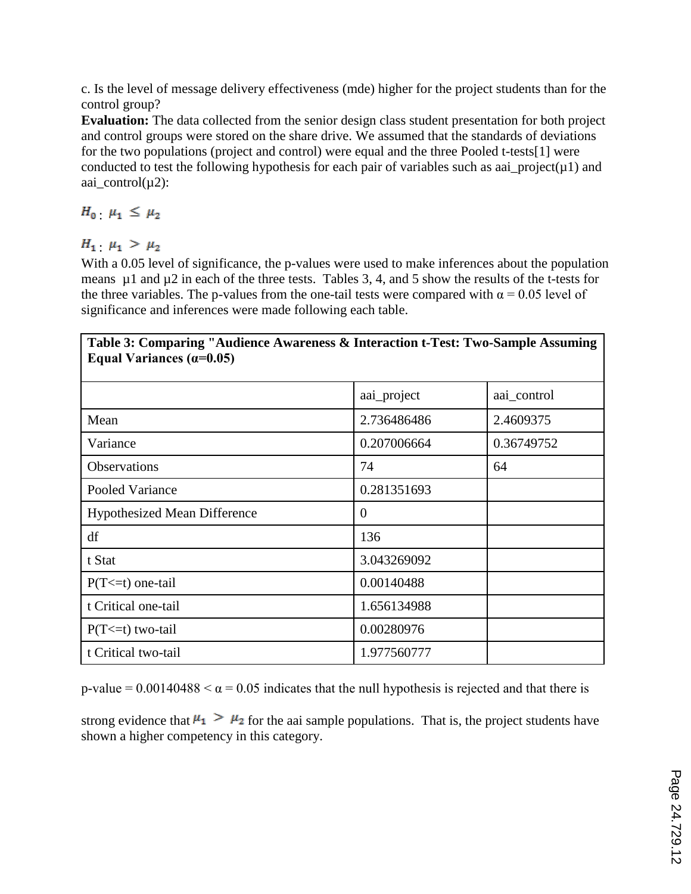c. Is the level of message delivery effectiveness (mde) higher for the project students than for the control group?

**Evaluation:** The data collected from the senior design class student presentation for both project and control groups were stored on the share drive. We assumed that the standards of deviations for the two populations (project and control) were equal and the three Pooled t-tests[1] were conducted to test the following hypothesis for each pair of variables such as aai_project($\mu 1$) and aai_control($\mu 2$):

$H_0: \mu_1 \leq \mu_2$

$H_1: \mu_1 > \mu_2$

With a 0.05 level of significance, the p-values were used to make inferences about the population means $\mu 1$ and $\mu 2$ in each of the three tests. Tables 3, 4, and 5 show the results of the t-tests for the three variables. The p-values from the one-tail tests were compared with $\alpha = 0.05$ level of significance and inferences were made following each table.

**Table 3: Comparing "Audience Awareness & Interaction t-Test: Two-Sample Assuming Equal Variances ($\alpha$=0.05)**

| | aai_project | aai_control |
|---|---|---|
| Mean | 2.736486486 | 2.4609375 |
| Variance | 0.207006664 | 0.36749752 |
| Observations | 74 | 64 |
| Pooled Variance | 0.281351693 | |
| Hypothesized Mean Difference | 0 | |
| df | 136 | |
| t Stat | 3.043269092 | |
| P(T<=t) one-tail | 0.00140488 | |
| t Critical one-tail | 1.656134988 | |
| P(T<=t) two-tail | 0.00280976 | |
| t Critical two-tail | 1.977560777 | |

p-value = 0.00140488 < $\alpha$ = 0.05 indicates that the null hypothesis is rejected and that there is strong evidence that $\mu_1 > \mu_2$ for the aai sample populations. That is, the project students have shown a higher competency in this category.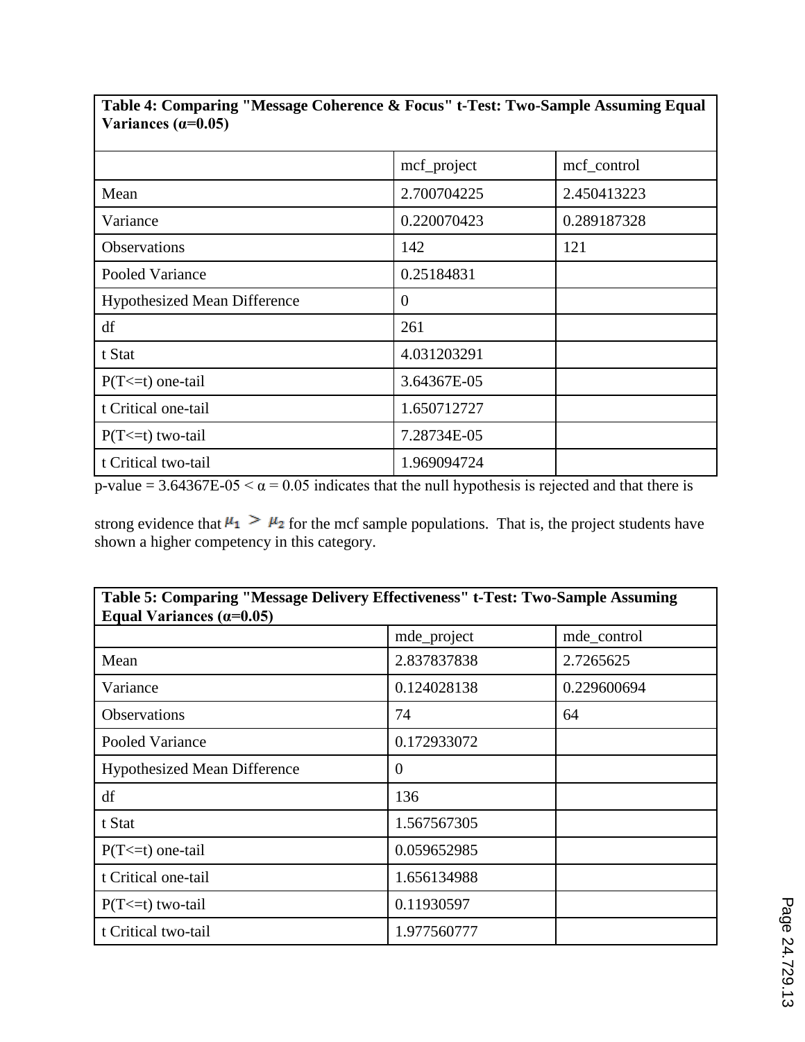| Table 4: Comparing "Message Coherence & Focus" t-Test: Two-Sample Assuming Equal Variances (α=0.05) | | |
|---|---|---|
| | mcf_project | mcf_control |
| Mean | 2.700704225 | 2.450413223 |
| Variance | 0.220070423 | 0.289187328 |
| Observations | 142 | 121 |
| Pooled Variance | 0.25184831 | |
| Hypothesized Mean Difference | 0 | |
| df | 261 | |
| t Stat | 4.031203291 | |
| P(T<=t) one-tail | 3.64367E-05 | |
| t Critical one-tail | 1.650712727 | |
| P(T<=t) two-tail | 7.28734E-05 | |
| t Critical two-tail | 1.969094724 | |

p-value = 3.64367E-05 < $\alpha$ = 0.05 indicates that the null hypothesis is rejected and that there is strong evidence that $\mu_1 > \mu_2$ for the mcf sample populations. That is, the project students have shown a higher competency in this category.

| Table 5: Comparing "Message Delivery Effectiveness" t-Test: Two-Sample Assuming Equal Variances (α=0.05) | | |
|---|---|---|
| | mde_project | mde_control |
| Mean | 2.837837838 | 2.7265625 |
| Variance | 0.124028138 | 0.229600694 |
| Observations | 74 | 64 |
| Pooled Variance | 0.172933072 | |
| Hypothesized Mean Difference | 0 | |
| df | 136 | |
| t Stat | 1.567567305 | |
| P(T<=t) one-tail | 0.059652985 | |
| t Critical one-tail | 1.656134988 | |
| P(T<=t) two-tail | 0.11930597 | |
| t Critical two-tail | 1.977560777 | |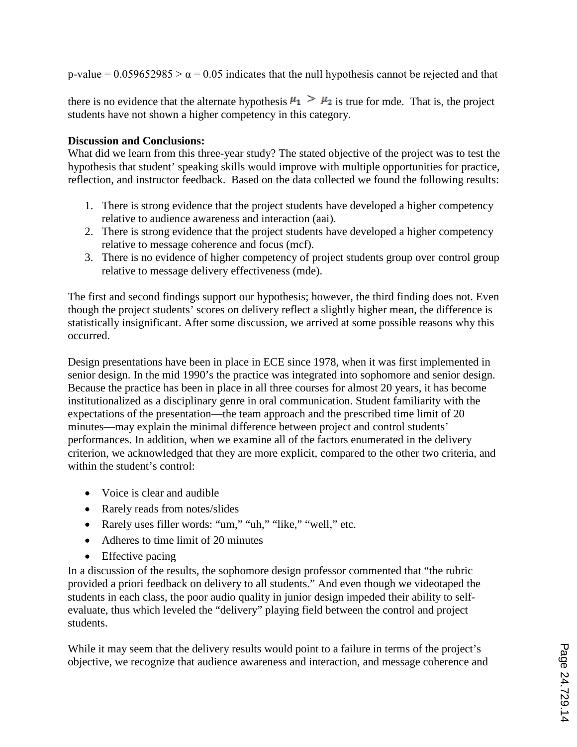p-value = 0.059652985 > $\alpha$ = 0.05 indicates that the null hypothesis cannot be rejected and that there is no evidence that the alternate hypothesis $\mu_1 > \mu_2$ is true for mde. That is, the project students have not shown a higher competency in this category.

**Discussion and Conclusions:**
What did we learn from this three-year study? The stated objective of the project was to test the hypothesis that student' speaking skills would improve with multiple opportunities for practice, reflection, and instructor feedback. Based on the data collected we found the following results:

1. There is strong evidence that the project students have developed a higher competency relative to audience awareness and interaction (aai).
2. There is strong evidence that the project students have developed a higher competency relative to message coherence and focus (mcf).
3. There is no evidence of higher competency of project students group over control group relative to message delivery effectiveness (mde).

The first and second findings support our hypothesis; however, the third finding does not. Even though the project students' scores on delivery reflect a slightly higher mean, the difference is statistically insignificant. After some discussion, we arrived at some possible reasons why this occurred.

Design presentations have been in place in ECE since 1978, when it was first implemented in senior design. In the mid 1990's the practice was integrated into sophomore and senior design. Because the practice has been in place in all three courses for almost 20 years, it has become institutionalized as a disciplinary genre in oral communication. Student familiarity with the expectations of the presentation—the team approach and the prescribed time limit of 20 minutes—may explain the minimal difference between project and control students' performances. In addition, when we examine all of the factors enumerated in the delivery criterion, we acknowledged that they are more explicit, compared to the other two criteria, and within the student's control:

- Voice is clear and audible
- Rarely reads from notes/slides
- Rarely uses filler words: "um," "uh," "like," "well," etc.
- Adheres to time limit of 20 minutes
- Effective pacing

In a discussion of the results, the sophomore design professor commented that "the rubric provided a priori feedback on delivery to all students." And even though we videotaped the students in each class, the poor audio quality in junior design impeded their ability to self-evaluate, thus which leveled the "delivery" playing field between the control and project students.

While it may seem that the delivery results would point to a failure in terms of the project's objective, we recognize that audience awareness and interaction, and message coherence and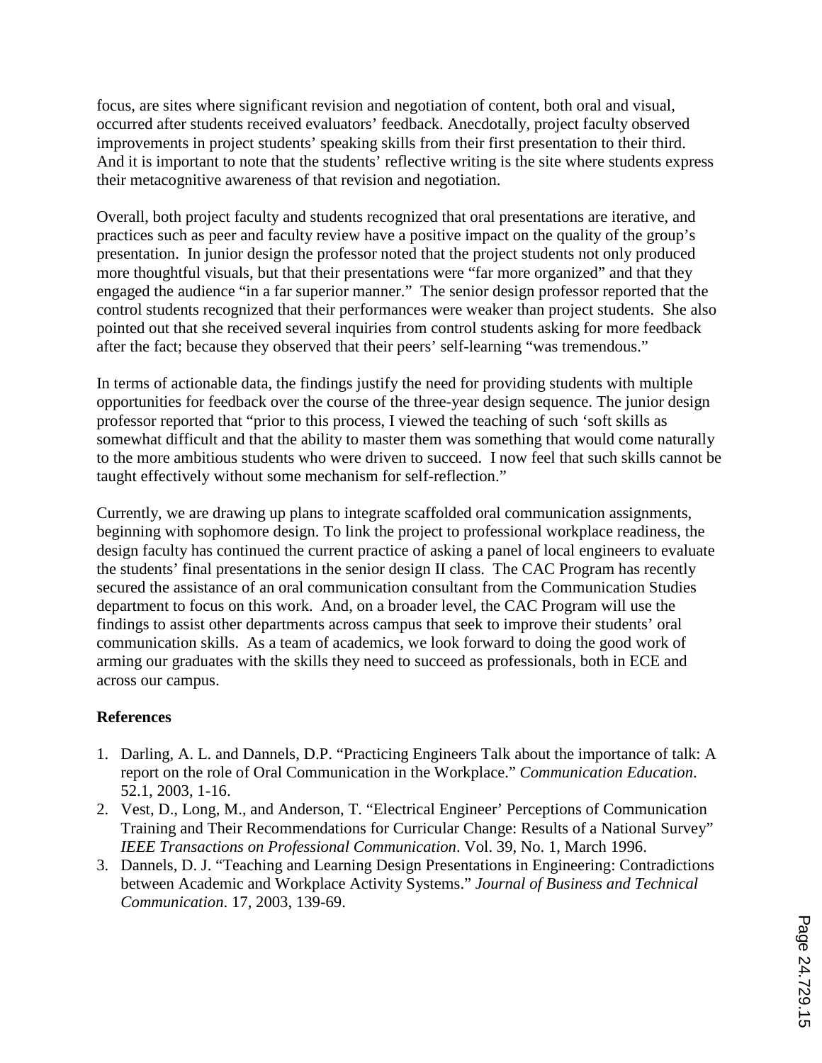focus, are sites where significant revision and negotiation of content, both oral and visual, occurred after students received evaluators' feedback. Anecdotally, project faculty observed improvements in project students' speaking skills from their first presentation to their third. And it is important to note that the students' reflective writing is the site where students express their metacognitive awareness of that revision and negotiation.

Overall, both project faculty and students recognized that oral presentations are iterative, and practices such as peer and faculty review have a positive impact on the quality of the group's presentation. In junior design the professor noted that the project students not only produced more thoughtful visuals, but that their presentations were "far more organized" and that they engaged the audience "in a far superior manner." The senior design professor reported that the control students recognized that their performances were weaker than project students. She also pointed out that she received several inquiries from control students asking for more feedback after the fact; because they observed that their peers' self-learning "was tremendous."

In terms of actionable data, the findings justify the need for providing students with multiple opportunities for feedback over the course of the three-year design sequence. The junior design professor reported that "prior to this process, I viewed the teaching of such 'soft skills as somewhat difficult and that the ability to master them was something that would come naturally to the more ambitious students who were driven to succeed. I now feel that such skills cannot be taught effectively without some mechanism for self-reflection."

Currently, we are drawing up plans to integrate scaffolded oral communication assignments, beginning with sophomore design. To link the project to professional workplace readiness, the design faculty has continued the current practice of asking a panel of local engineers to evaluate the students' final presentations in the senior design II class. The CAC Program has recently secured the assistance of an oral communication consultant from the Communication Studies department to focus on this work. And, on a broader level, the CAC Program will use the findings to assist other departments across campus that seek to improve their students' oral communication skills. As a team of academics, we look forward to doing the good work of arming our graduates with the skills they need to succeed as professionals, both in ECE and across our campus.

**References**

1. Darling, A. L. and Dannels, D.P. "Practicing Engineers Talk about the importance of talk: A report on the role of Oral Communication in the Workplace." *Communication Education*. 52.1, 2003, 1-16.
2. Vest, D., Long, M., and Anderson, T. "Electrical Engineer' Perceptions of Communication Training and Their Recommendations for Curricular Change: Results of a National Survey" *IEEE Transactions on Professional Communication*. Vol. 39, No. 1, March 1996.
3. Dannels, D. J. "Teaching and Learning Design Presentations in Engineering: Contradictions between Academic and Workplace Activity Systems." *Journal of Business and Technical Communication*. 17, 2003, 139-69.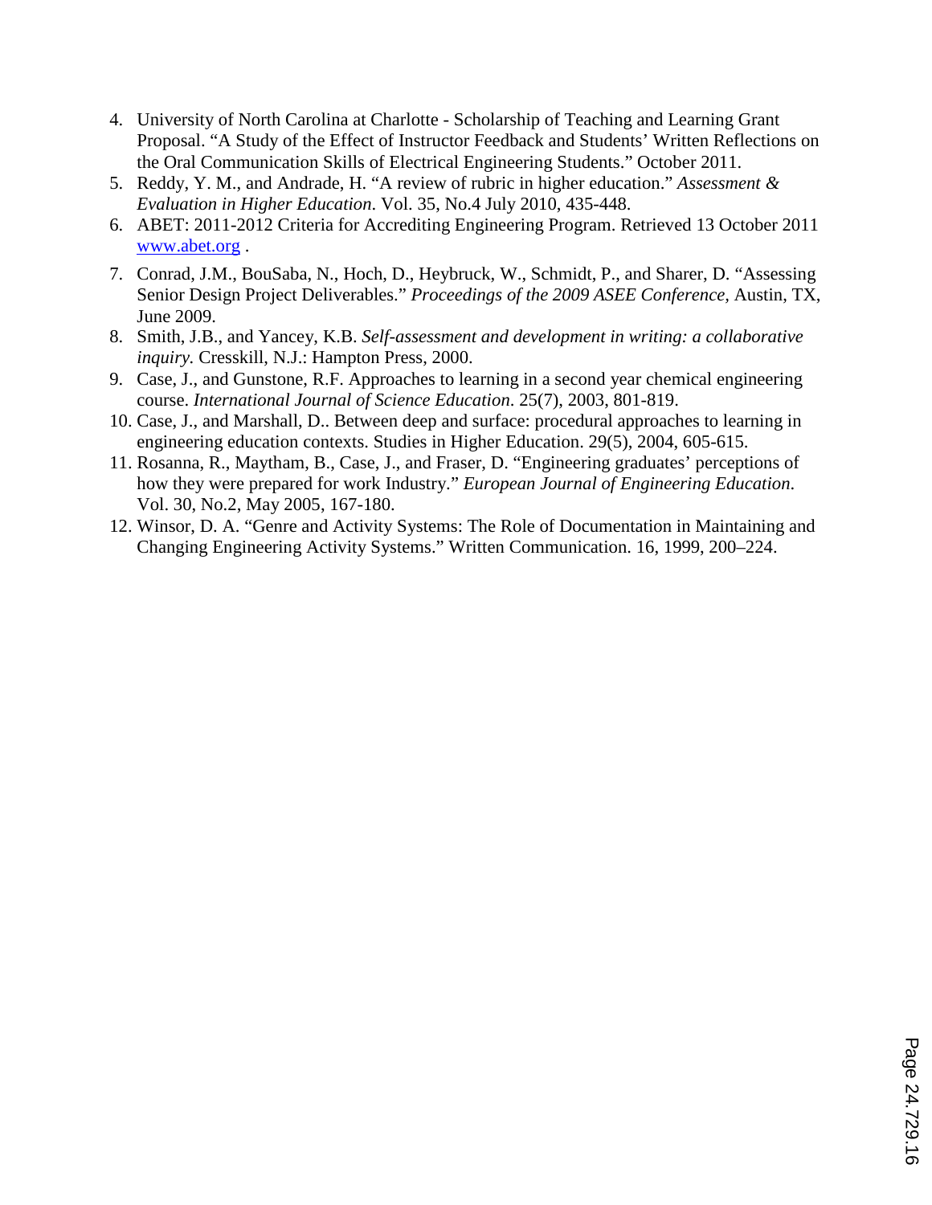4. University of North Carolina at Charlotte - Scholarship of Teaching and Learning Grant Proposal. "A Study of the Effect of Instructor Feedback and Students' Written Reflections on the Oral Communication Skills of Electrical Engineering Students." October 2011.
5. Reddy, Y. M., and Andrade, H. "A review of rubric in higher education." *Assessment & Evaluation in Higher Education.* Vol. 35, No.4 July 2010, 435-448.
6. ABET: 2011-2012 Criteria for Accrediting Engineering Program. Retrieved 13 October 2011 [www.abet.org](http://www.abet.org) .
7. Conrad, J.M., BouSaba, N., Hoch, D., Heybruck, W., Schmidt, P., and Sharer, D. "Assessing Senior Design Project Deliverables." *Proceedings of the 2009 ASEE Conference,* Austin, TX, June 2009.
8. Smith, J.B., and Yancey, K.B. *Self-assessment and development in writing: a collaborative inquiry.* Cresskill, N.J.: Hampton Press, 2000.
9. Case, J., and Gunstone, R.F. Approaches to learning in a second year chemical engineering course. *International Journal of Science Education*. 25(7), 2003, 801-819.
10. Case, J., and Marshall, D.. Between deep and surface: procedural approaches to learning in engineering education contexts. Studies in Higher Education. 29(5), 2004, 605-615.
11. Rosanna, R., Maytham, B., Case, J., and Fraser, D. "Engineering graduates' perceptions of how they were prepared for work Industry." *European Journal of Engineering Education.* Vol. 30, No.2, May 2005, 167-180.
12. Winsor, D. A. "Genre and Activity Systems: The Role of Documentation in Maintaining and Changing Engineering Activity Systems." Written Communication. 16, 1999, 200–224.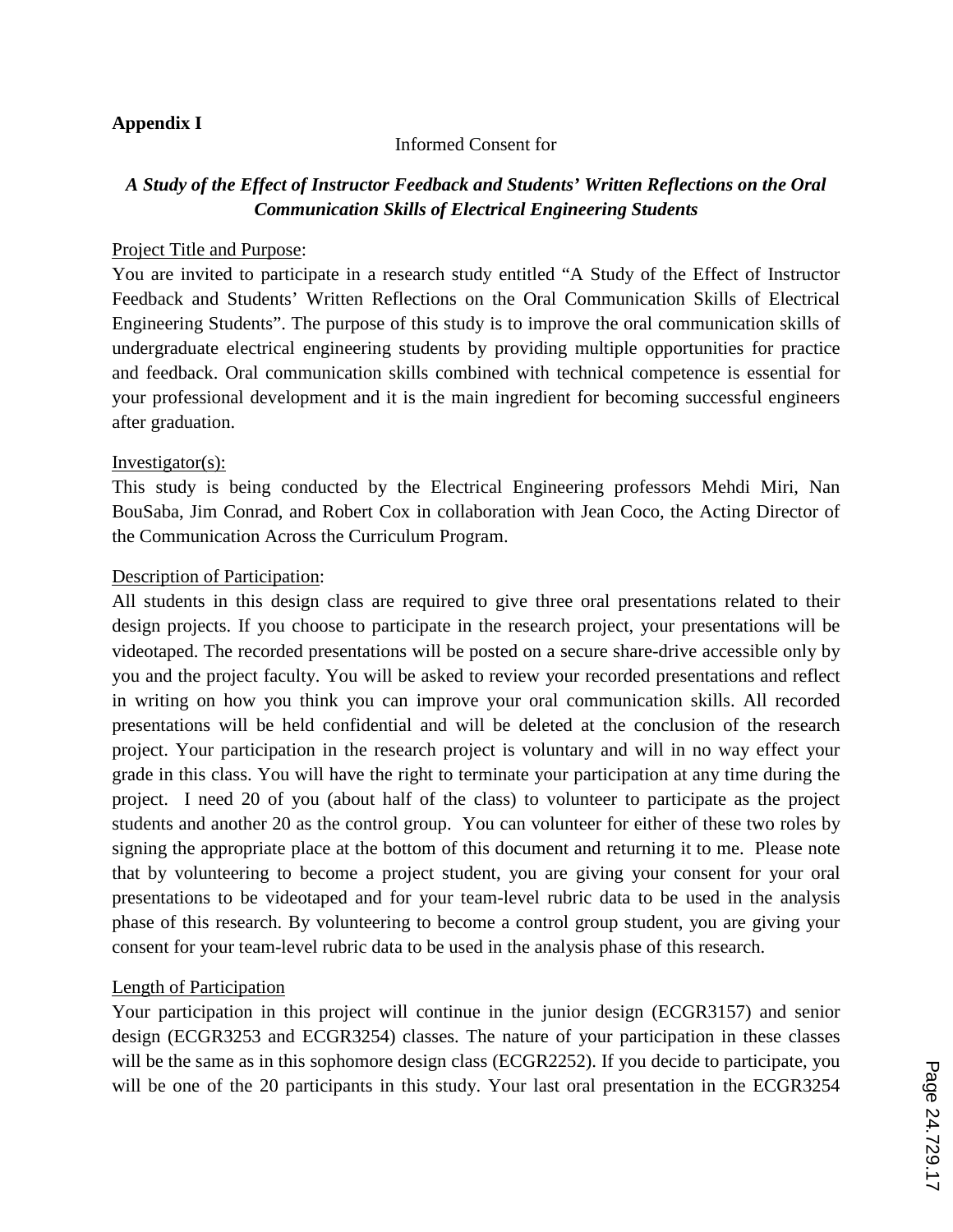**Appendix I**

Informed Consent for

***A Study of the Effect of Instructor Feedback and Students' Written Reflections on the Oral Communication Skills of Electrical Engineering Students***

Project Title and Purpose:

You are invited to participate in a research study entitled "A Study of the Effect of Instructor Feedback and Students' Written Reflections on the Oral Communication Skills of Electrical Engineering Students". The purpose of this study is to improve the oral communication skills of undergraduate electrical engineering students by providing multiple opportunities for practice and feedback. Oral communication skills combined with technical competence is essential for your professional development and it is the main ingredient for becoming successful engineers after graduation.

Investigator(s):

This study is being conducted by the Electrical Engineering professors Mehdi Miri, Nan BouSaba, Jim Conrad, and Robert Cox in collaboration with Jean Coco, the Acting Director of the Communication Across the Curriculum Program.

Description of Participation:

All students in this design class are required to give three oral presentations related to their design projects. If you choose to participate in the research project, your presentations will be videotaped. The recorded presentations will be posted on a secure share-drive accessible only by you and the project faculty. You will be asked to review your recorded presentations and reflect in writing on how you think you can improve your oral communication skills. All recorded presentations will be held confidential and will be deleted at the conclusion of the research project. Your participation in the research project is voluntary and will in no way effect your grade in this class. You will have the right to terminate your participation at any time during the project. I need 20 of you (about half of the class) to volunteer to participate as the project students and another 20 as the control group. You can volunteer for either of these two roles by signing the appropriate place at the bottom of this document and returning it to me. Please note that by volunteering to become a project student, you are giving your consent for your oral presentations to be videotaped and for your team-level rubric data to be used in the analysis phase of this research. By volunteering to become a control group student, you are giving your consent for your team-level rubric data to be used in the analysis phase of this research.

Length of Participation

Your participation in this project will continue in the junior design (ECGR3157) and senior design (ECGR3253 and ECGR3254) classes. The nature of your participation in these classes will be the same as in this sophomore design class (ECGR2252). If you decide to participate, you will be one of the 20 participants in this study. Your last oral presentation in the ECGR3254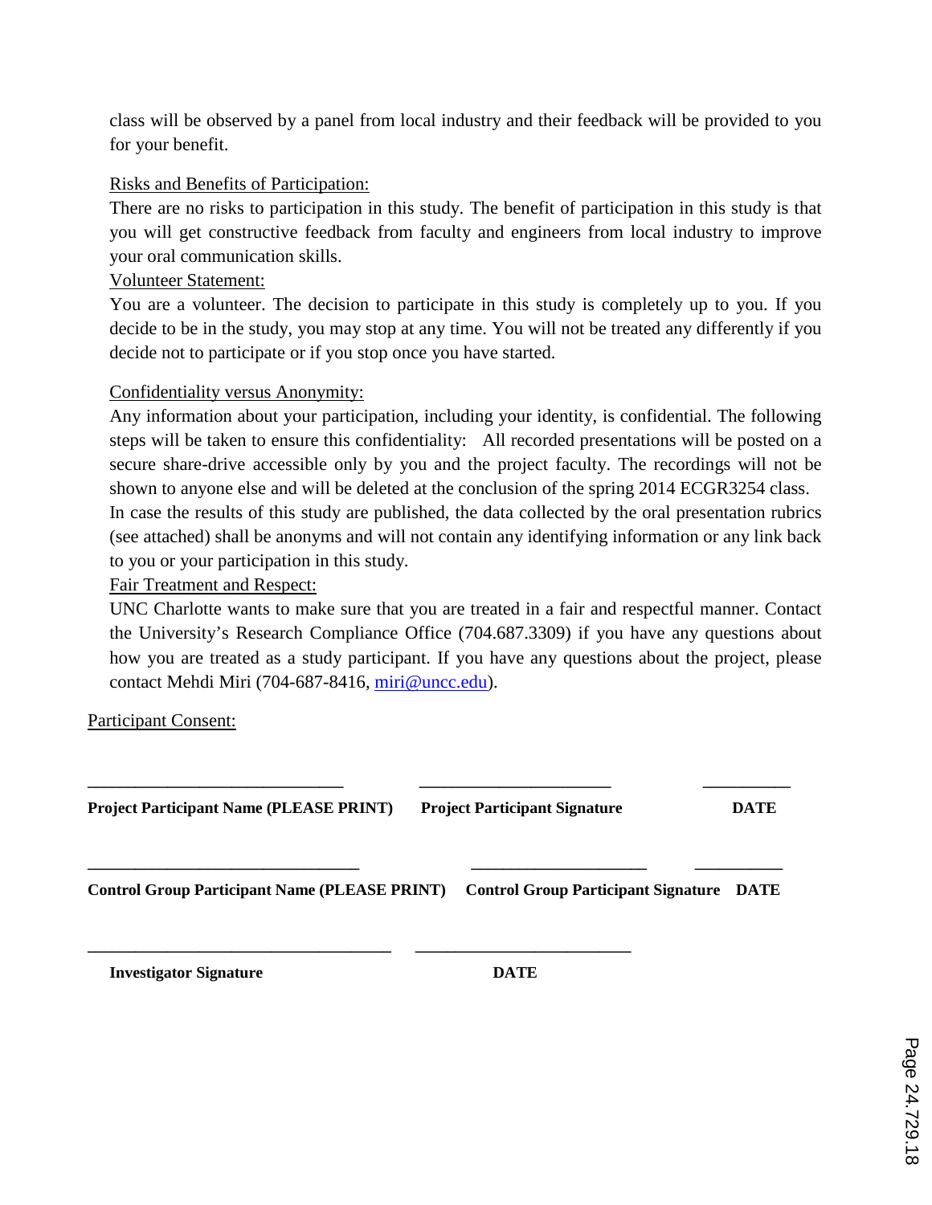class will be observed by a panel from local industry and their feedback will be provided to you for your benefit.

Risks and Benefits of Participation:

There are no risks to participation in this study. The benefit of participation in this study is that you will get constructive feedback from faculty and engineers from local industry to improve your oral communication skills.

Volunteer Statement:

You are a volunteer. The decision to participate in this study is completely up to you. If you decide to be in the study, you may stop at any time. You will not be treated any differently if you decide not to participate or if you stop once you have started.

Confidentiality versus Anonymity:

Any information about your participation, including your identity, is confidential. The following steps will be taken to ensure this confidentiality: All recorded presentations will be posted on a secure share-drive accessible only by you and the project faculty. The recordings will not be shown to anyone else and will be deleted at the conclusion of the spring 2014 ECGR3254 class. In case the results of this study are published, the data collected by the oral presentation rubrics (see attached) shall be anonyms and will not contain any identifying information or any link back to you or your participation in this study.

Fair Treatment and Respect:

UNC Charlotte wants to make sure that you are treated in a fair and respectful manner. Contact the University's Research Compliance Office (704.687.3309) if you have any questions about how you are treated as a study participant. If you have any questions about the project, please contact Mehdi Miri (704-687-8416, miri@uncc.edu).

Participant Consent:

______________________________ ______________________ __________

**Project Participant Name (PLEASE PRINT)** **Project Participant Signature** **DATE**

________________________________ ____________________ __________

**Control Group Participant Name (PLEASE PRINT)** **Control Group Participant Signature** **DATE**

___________________________________ _________________________

**Investigator Signature** **DATE**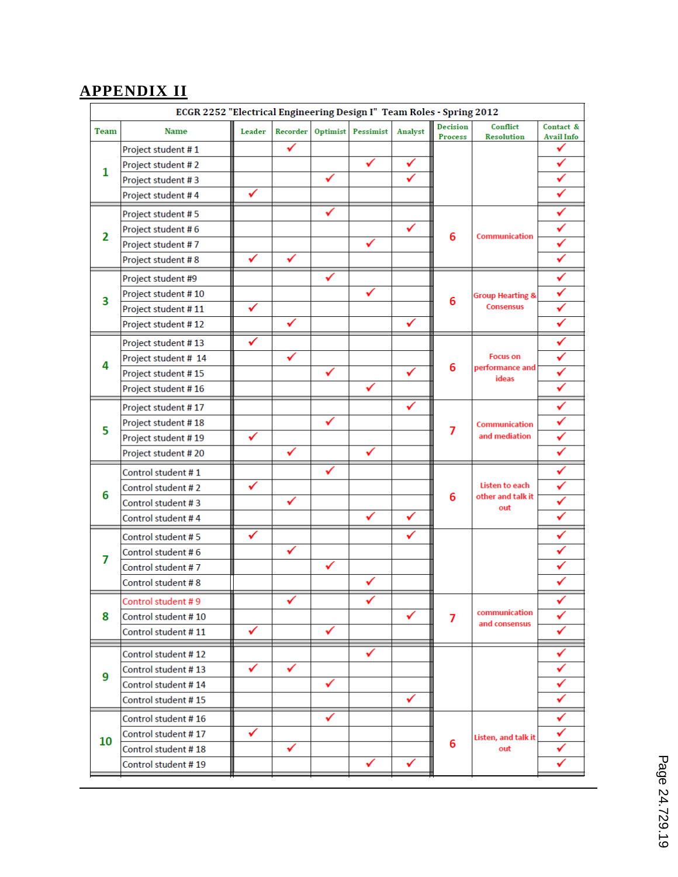## APPENDIX II

| ECGR 2252 "Electrical Engineering Design I" Team Roles - Spring 2012 | | | | | | | | | |
|---|---|---|---|---|---|---|---|---|---|
| Team | Name | Leader | Recorder | Optimist | Pessimist | Analyst | Decision Process | Conflict Resolution | Contact & Avail Info |
| 1 | Project student # 1 | | ✓ | | | | | | ✓ |
| | Project student # 2 | | | | ✓ | ✓ | | | ✓ |
| | Project student # 3 | | | ✓ | | ✓ | | | ✓ |
| | Project student # 4 | ✓ | | | | | | | ✓ |
| 2 | Project student # 5 | | | ✓ | | | 6 | Communication | ✓ |
| | Project student # 6 | | | | | ✓ | | | ✓ |
| | Project student # 7 | | | | ✓ | | | | ✓ |
| | Project student # 8 | ✓ | ✓ | | | | | | ✓ |
| 3 | Project student #9 | | | ✓ | | | 6 | Group Hearting & Consensus | ✓ |
| | Project student # 10 | | | | ✓ | | | | ✓ |
| | Project student # 11 | ✓ | | | | | | | ✓ |
| | Project student # 12 | | ✓ | | | ✓ | | | ✓ |
| 4 | Project student # 13 | ✓ | | | | | 6 | Focus on performance and ideas | ✓ |
| | Project student # 14 | | ✓ | | | | | | ✓ |
| | Project student # 15 | | | ✓ | | ✓ | | | ✓ |
| | Project student # 16 | | | | ✓ | | | | ✓ |
| 5 | Project student # 17 | | | | | ✓ | 7 | Communication and mediation | ✓ |
| | Project student # 18 | | | ✓ | | | | | ✓ |
| | Project student # 19 | ✓ | | | | | | | ✓ |
| | Project student # 20 | | ✓ | | ✓ | | | | ✓ |
| 6 | Control student # 1 | | | ✓ | | | 6 | Listen to each other and talk it out | ✓ |
| | Control student # 2 | ✓ | | | | | | | ✓ |
| | Control student # 3 | | ✓ | | | | | | ✓ |
| | Control student # 4 | | | | ✓ | ✓ | | | ✓ |
| 7 | Control student # 5 | ✓ | | | | ✓ | | | ✓ |
| | Control student # 6 | | ✓ | | | | | | ✓ |
| | Control student # 7 | | | ✓ | | | | | ✓ |
| | Control student # 8 | | | | ✓ | | | | ✓ |
| 8 | Control student # 9 | | ✓ | | ✓ | | 7 | communication and consensus | ✓ |
| | Control student # 10 | | | | | ✓ | | | ✓ |
| | Control student # 11 | ✓ | | ✓ | | | | | ✓ |
| 9 | Control student # 12 | | | | ✓ | | | | ✓ |
| | Control student # 13 | ✓ | ✓ | | | | | | ✓ |
| | Control student # 14 | | | ✓ | | | | | ✓ |
| | Control student # 15 | | | | | ✓ | | | ✓ |
| 10 | Control student # 16 | | | ✓ | | | 6 | Listen, and talk it out | ✓ |
| | Control student # 17 | ✓ | | | | | | | ✓ |
| | Control student # 18 | | ✓ | | | | | | ✓ |
| | Control student # 19 | | | | ✓ | ✓ | | | ✓ |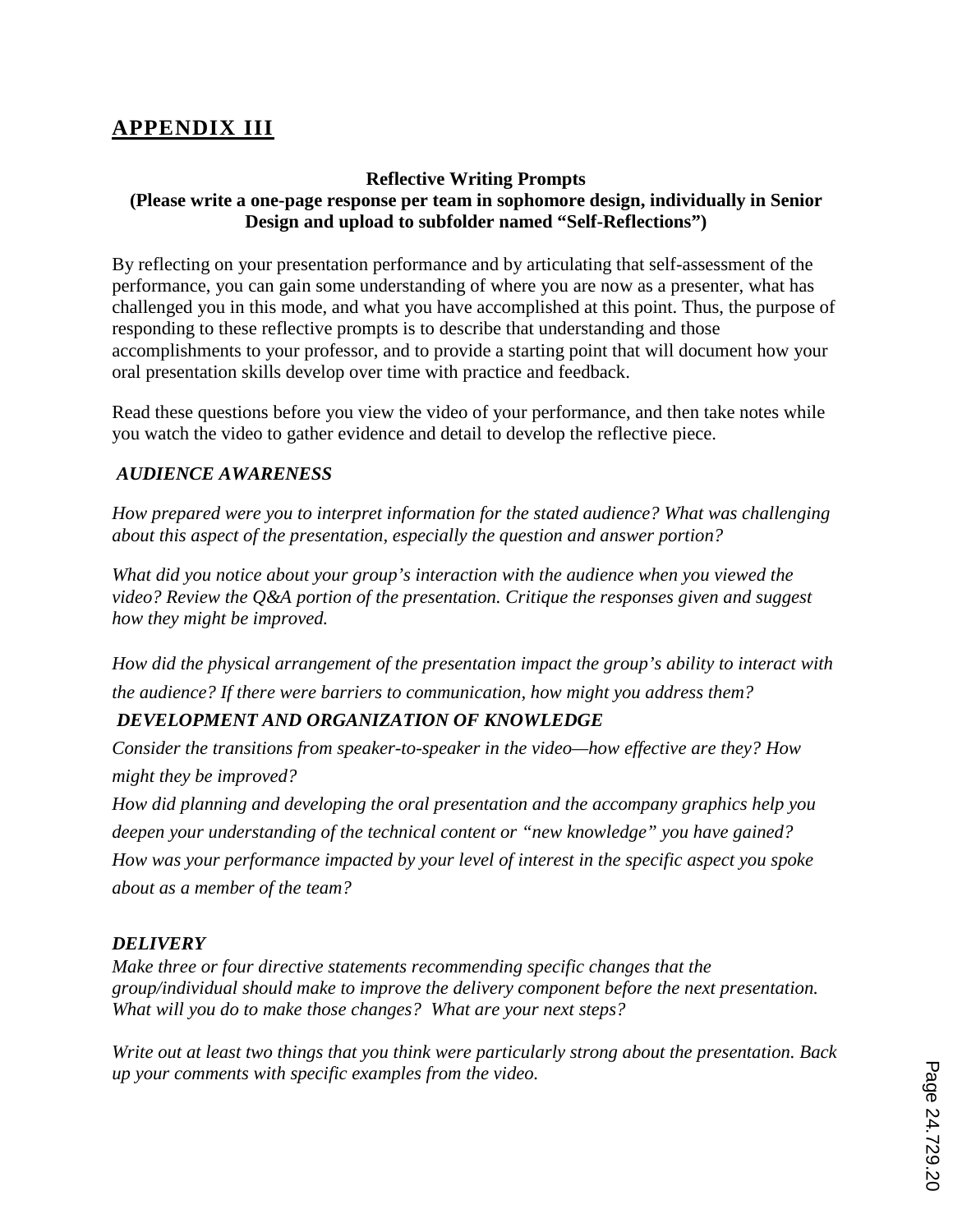# APPENDIX III

**Reflective Writing Prompts**
**(Please write a one-page response per team in sophomore design, individually in Senior Design and upload to subfolder named "Self-Reflections")**

By reflecting on your presentation performance and by articulating that self-assessment of the performance, you can gain some understanding of where you are now as a presenter, what has challenged you in this mode, and what you have accomplished at this point. Thus, the purpose of responding to these reflective prompts is to describe that understanding and those accomplishments to your professor, and to provide a starting point that will document how your oral presentation skills develop over time with practice and feedback.

Read these questions before you view the video of your performance, and then take notes while you watch the video to gather evidence and detail to develop the reflective piece.

***AUDIENCE AWARENESS***

*How prepared were you to interpret information for the stated audience? What was challenging about this aspect of the presentation, especially the question and answer portion?*

*What did you notice about your group's interaction with the audience when you viewed the video? Review the Q&A portion of the presentation. Critique the responses given and suggest how they might be improved.*

*How did the physical arrangement of the presentation impact the group's ability to interact with the audience? If there were barriers to communication, how might you address them?*

***DEVELOPMENT AND ORGANIZATION OF KNOWLEDGE***

*Consider the transitions from speaker-to-speaker in the video—how effective are they? How might they be improved?*

*How did planning and developing the oral presentation and the accompany graphics help you deepen your understanding of the technical content or "new knowledge" you have gained?*

*How was your performance impacted by your level of interest in the specific aspect you spoke about as a member of the team?*

***DELIVERY***

*Make three or four directive statements recommending specific changes that the group/individual should make to improve the delivery component before the next presentation. What will you do to make those changes? What are your next steps?*

*Write out at least two things that you think were particularly strong about the presentation. Back up your comments with specific examples from the video.*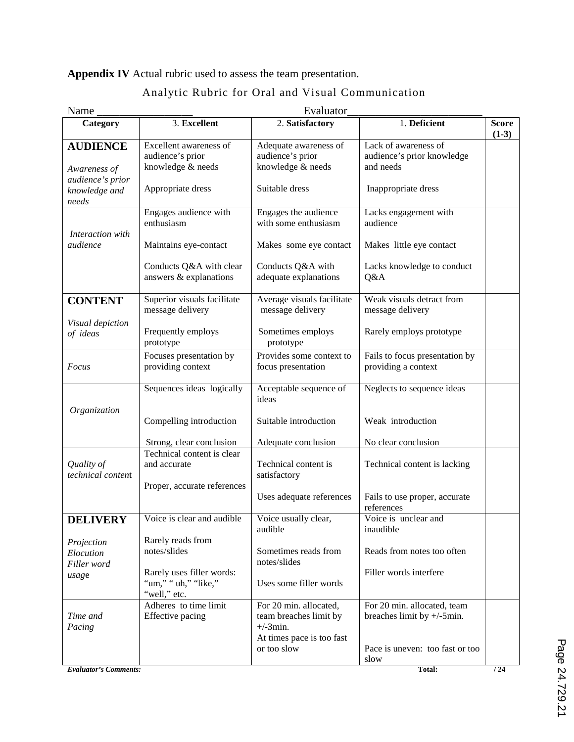**Appendix IV** Actual rubric used to assess the team presentation.

Analytic Rubric for Oral and Visual Communication

Name _________________ Evaluator________________________

| Category | 3. **Excellent** | 2. **Satisfactory** | 1. **Deficient** | **Score (1-3)** |
|---|---|---|---|---|
| **AUDIENCE** *Awareness of audience's prior knowledge and needs* | Excellent awareness of audience's prior knowledge & needs<br><br>Appropriate dress | Adequate awareness of audience's prior knowledge & needs<br><br>Suitable dress | Lack of awareness of audience's prior knowledge and needs<br><br>Inappropriate dress | |
| *Interaction with audience* | Engages audience with enthusiasm<br><br>Maintains eye-contact<br><br>Conducts Q&A with clear answers & explanations | Engages the audience with some enthusiasm<br><br>Makes some eye contact<br><br>Conducts Q&A with adequate explanations | Lacks engagement with audience<br><br>Makes little eye contact<br><br>Lacks knowledge to conduct Q&A | |
| **CONTENT** *Visual depiction of ideas* | Superior visuals facilitate message delivery<br><br>Frequently employs prototype | Average visuals facilitate message delivery<br><br>Sometimes employs prototype | Weak visuals detract from message delivery<br><br>Rarely employs prototype | |
| *Focus* | Focuses presentation by providing context | Provides some context to focus presentation | Fails to focus presentation by providing a context | |
| *Organization* | Sequences ideas logically<br><br>Compelling introduction<br><br>Strong, clear conclusion | Acceptable sequence of ideas<br><br>Suitable introduction<br><br>Adequate conclusion | Neglects to sequence ideas<br><br>Weak introduction<br><br>No clear conclusion | |
| *Quality of technical content* | Technical content is clear and accurate<br><br>Proper, accurate references | Technical content is satisfactory<br><br>Uses adequate references | Technical content is lacking<br><br>Fails to use proper, accurate references | |
| **DELIVERY** *Projection Elocution Filler word usage* | Voice is clear and audible<br><br>Rarely reads from notes/slides<br><br>Rarely uses filler words: "um," " uh," "like," "well," etc. | Voice usually clear, audible<br><br>Sometimes reads from notes/slides<br><br>Uses some filler words | Voice is unclear and inaudible<br><br>Reads from notes too often<br><br>Filler words interfere | |
| *Time and Pacing* | Adheres to time limit<br>Effective pacing | For 20 min. allocated, team breaches limit by +/-3min.<br>At times pace is too fast or too slow | For 20 min. allocated, team breaches limit by +/-5min.<br><br>Pace is uneven: too fast or too slow | |

***Evaluator's Comments:*** **Total:** **/ 24**